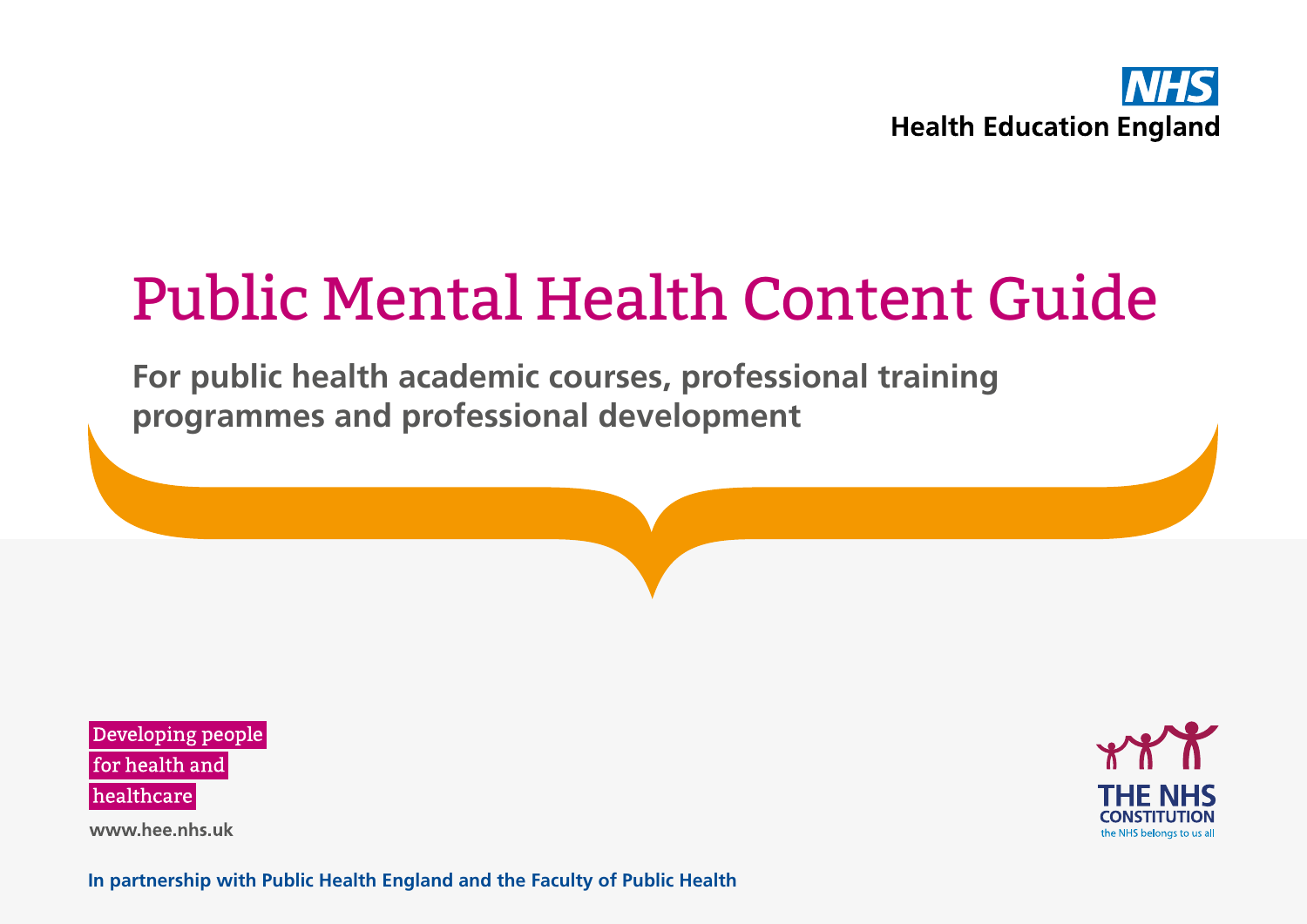NHS
Health Education England

# Public Mental Health Content Guide

**For public health academic courses, professional training programmes and professional development**

Developing people for health and healthcare

www.hee.nhs.uk

THE NHS CONSTITUTION
the NHS belongs to us all

**In partnership with Public Health England and the Faculty of Public Health**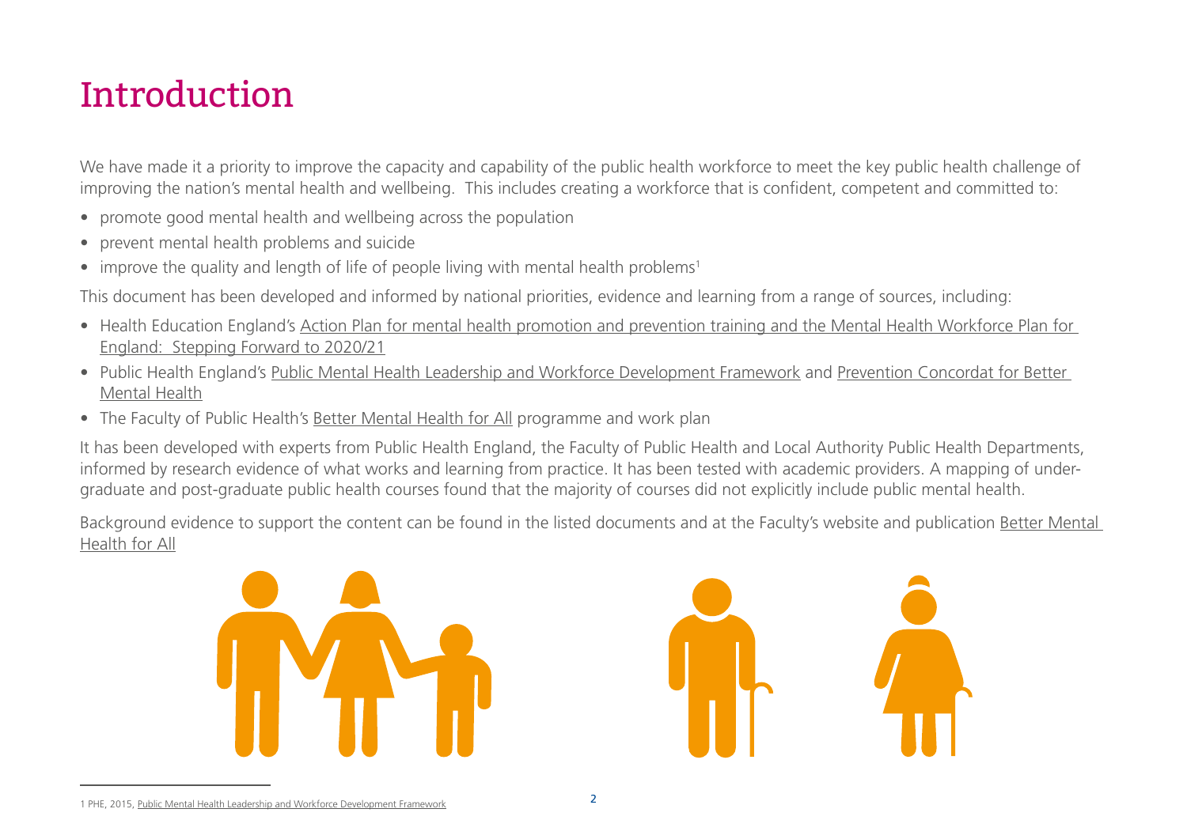# Introduction

We have made it a priority to improve the capacity and capability of the public health workforce to meet the key public health challenge of improving the nation's mental health and wellbeing. This includes creating a workforce that is confident, competent and committed to:

- promote good mental health and wellbeing across the population
- prevent mental health problems and suicide
- improve the quality and length of life of people living with mental health problems[1]

This document has been developed and informed by national priorities, evidence and learning from a range of sources, including:

- Health Education England's Action Plan for mental health promotion and prevention training and the Mental Health Workforce Plan for England: Stepping Forward to 2020/21
- Public Health England's Public Mental Health Leadership and Workforce Development Framework and Prevention Concordat for Better Mental Health
- The Faculty of Public Health's Better Mental Health for All programme and work plan

It has been developed with experts from Public Health England, the Faculty of Public Health and Local Authority Public Health Departments, informed by research evidence of what works and learning from practice. It has been tested with academic providers. A mapping of under-graduate and post-graduate public health courses found that the majority of courses did not explicitly include public mental health.

Background evidence to support the content can be found in the listed documents and at the Faculty's website and publication Better Mental Health for All

1 PHE, 2015, Public Mental Health Leadership and Workforce Development Framework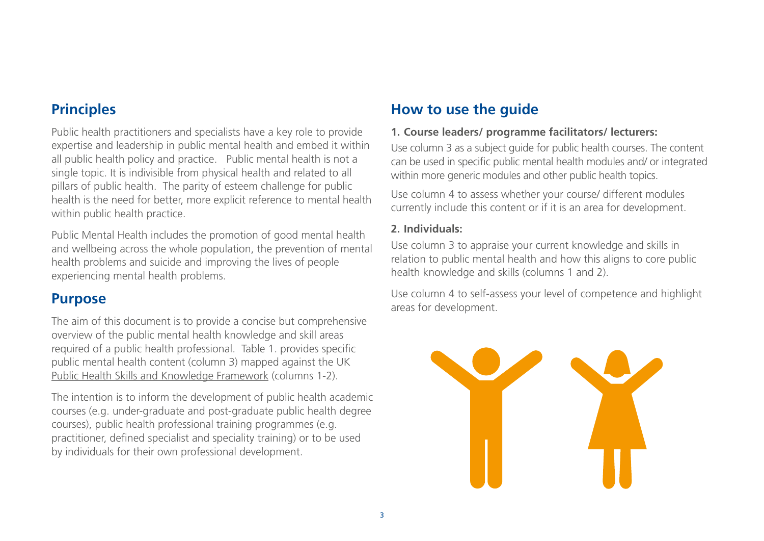## Principles

Public health practitioners and specialists have a key role to provide expertise and leadership in public mental health and embed it within all public health policy and practice. Public mental health is not a single topic. It is indivisible from physical health and related to all pillars of public health. The parity of esteem challenge for public health is the need for better, more explicit reference to mental health within public health practice.

Public Mental Health includes the promotion of good mental health and wellbeing across the whole population, the prevention of mental health problems and suicide and improving the lives of people experiencing mental health problems.

## Purpose

The aim of this document is to provide a concise but comprehensive overview of the public mental health knowledge and skill areas required of a public health professional. Table 1. provides specific public mental health content (column 3) mapped against the UK Public Health Skills and Knowledge Framework (columns 1-2).

The intention is to inform the development of public health academic courses (e.g. under-graduate and post-graduate public health degree courses), public health professional training programmes (e.g. practitioner, defined specialist and speciality training) or to be used by individuals for their own professional development.

## How to use the guide

**1. Course leaders/ programme facilitators/ lecturers:**

Use column 3 as a subject guide for public health courses. The content can be used in specific public mental health modules and/ or integrated within more generic modules and other public health topics.

Use column 4 to assess whether your course/ different modules currently include this content or if it is an area for development.

**2. Individuals:**

Use column 3 to appraise your current knowledge and skills in relation to public mental health and how this aligns to core public health knowledge and skills (columns 1 and 2).

Use column 4 to self-assess your level of competence and highlight areas for development.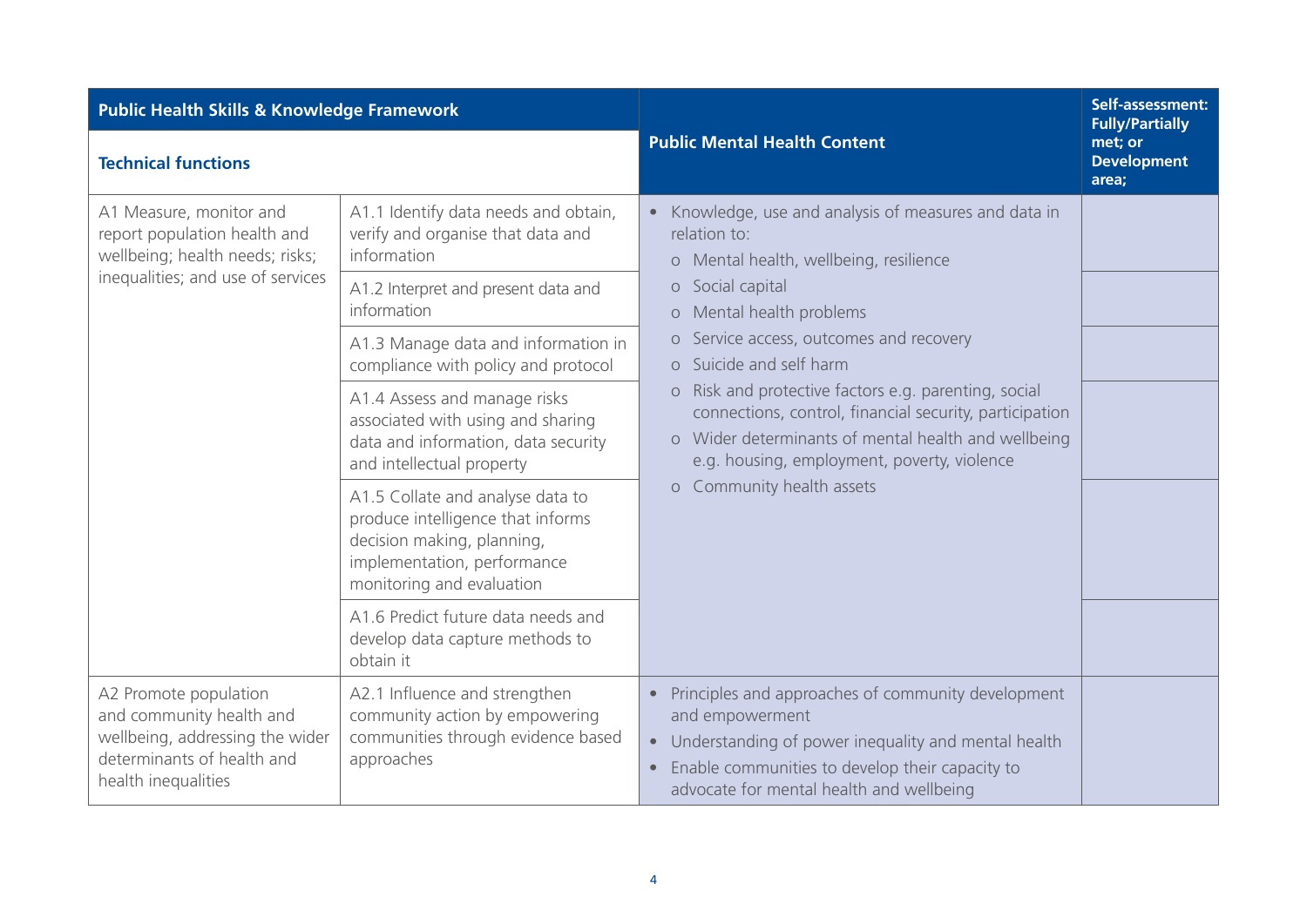| Public Health Skills & Knowledge Framework | | Public Mental Health Content | Self-assessment: Fully/Partially met; or Development area; |
|---|---|---|---|
| **Technical functions** | | | |
| A1 Measure, monitor and report population health and wellbeing; health needs; risks; inequalities; and use of services | A1.1 Identify data needs and obtain, verify and organise that data and information | • Knowledge, use and analysis of measures and data in relation to:<br>o Mental health, wellbeing, resilience<br>o Social capital<br>o Mental health problems<br>o Service access, outcomes and recovery<br>o Suicide and self harm<br>o Risk and protective factors e.g. parenting, social connections, control, financial security, participation<br>o Wider determinants of mental health and wellbeing e.g. housing, employment, poverty, violence<br>o Community health assets | |
| | A1.2 Interpret and present data and information | | |
| | A1.3 Manage data and information in compliance with policy and protocol | | |
| | A1.4 Assess and manage risks associated with using and sharing data and information, data security and intellectual property | | |
| | A1.5 Collate and analyse data to produce intelligence that informs decision making, planning, implementation, performance monitoring and evaluation | | |
| | A1.6 Predict future data needs and develop data capture methods to obtain it | | |
| A2 Promote population and community health and wellbeing, addressing the wider determinants of health and health inequalities | A2.1 Influence and strengthen community action by empowering communities through evidence based approaches | • Principles and approaches of community development and empowerment<br>• Understanding of power inequality and mental health<br>• Enable communities to develop their capacity to advocate for mental health and wellbeing | |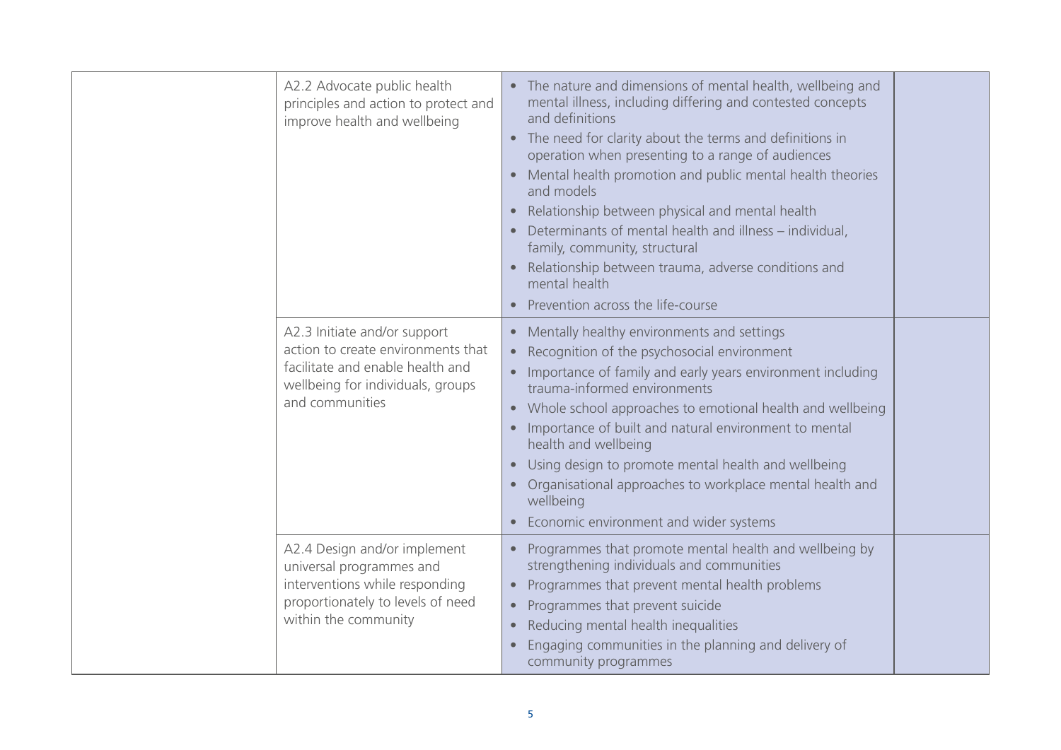| | | | |
|---|---|---|---|
| | A2.2 Advocate public health principles and action to protect and improve health and wellbeing | • The nature and dimensions of mental health, wellbeing and mental illness, including differing and contested concepts and definitions<br>• The need for clarity about the terms and definitions in operation when presenting to a range of audiences<br>• Mental health promotion and public mental health theories and models<br>• Relationship between physical and mental health<br>• Determinants of mental health and illness – individual, family, community, structural<br>• Relationship between trauma, adverse conditions and mental health<br>• Prevention across the life-course | |
| | A2.3 Initiate and/or support action to create environments that facilitate and enable health and wellbeing for individuals, groups and communities | • Mentally healthy environments and settings<br>• Recognition of the psychosocial environment<br>• Importance of family and early years environment including trauma-informed environments<br>• Whole school approaches to emotional health and wellbeing<br>• Importance of built and natural environment to mental health and wellbeing<br>• Using design to promote mental health and wellbeing<br>• Organisational approaches to workplace mental health and wellbeing<br>• Economic environment and wider systems | |
| | A2.4 Design and/or implement universal programmes and interventions while responding proportionately to levels of need within the community | • Programmes that promote mental health and wellbeing by strengthening individuals and communities<br>• Programmes that prevent mental health problems<br>• Programmes that prevent suicide<br>• Reducing mental health inequalities<br>• Engaging communities in the planning and delivery of community programmes | |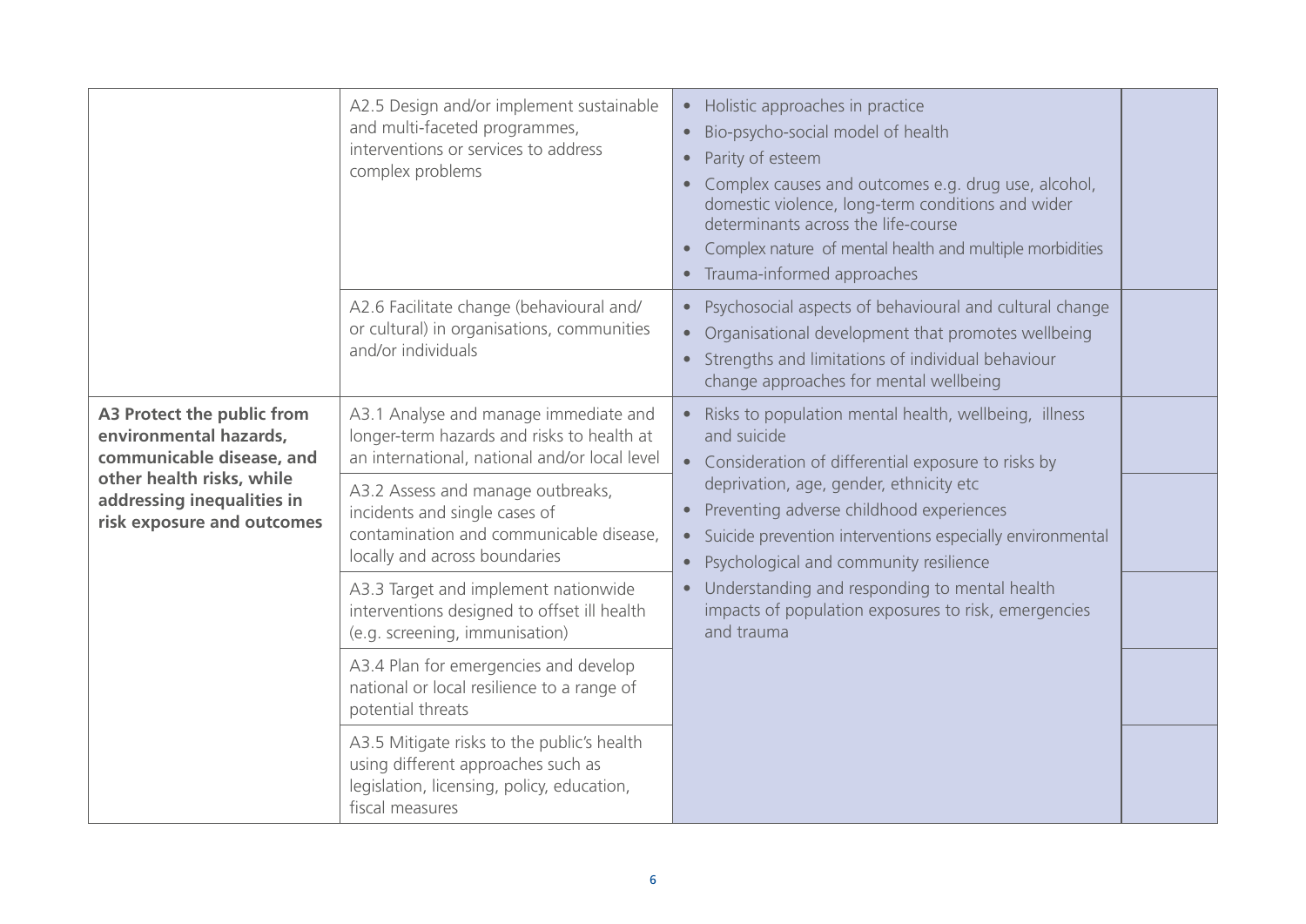| | | | |
|---|---|---|---|
| | A2.5 Design and/or implement sustainable and multi-faceted programmes, interventions or services to address complex problems | • Holistic approaches in practice<br>• Bio-psycho-social model of health<br>• Parity of esteem<br>• Complex causes and outcomes e.g. drug use, alcohol, domestic violence, long-term conditions and wider determinants across the life-course<br>• Complex nature of mental health and multiple morbidities<br>• Trauma-informed approaches | |
| | A2.6 Facilitate change (behavioural and/or cultural) in organisations, communities and/or individuals | • Psychosocial aspects of behavioural and cultural change<br>• Organisational development that promotes wellbeing<br>• Strengths and limitations of individual behaviour change approaches for mental wellbeing | |
| **A3 Protect the public from environmental hazards, communicable disease, and other health risks, while addressing inequalities in risk exposure and outcomes** | A3.1 Analyse and manage immediate and longer-term hazards and risks to health at an international, national and/or local level | • Risks to population mental health, wellbeing, illness and suicide<br>• Consideration of differential exposure to risks by deprivation, age, gender, ethnicity etc<br>• Preventing adverse childhood experiences<br>• Suicide prevention interventions especially environmental<br>• Psychological and community resilience<br>• Understanding and responding to mental health impacts of population exposures to risk, emergencies and trauma | |
| | A3.2 Assess and manage outbreaks, incidents and single cases of contamination and communicable disease, locally and across boundaries | | |
| | A3.3 Target and implement nationwide interventions designed to offset ill health (e.g. screening, immunisation) | | |
| | A3.4 Plan for emergencies and develop national or local resilience to a range of potential threats | | |
| | A3.5 Mitigate risks to the public's health using different approaches such as legislation, licensing, policy, education, fiscal measures | | |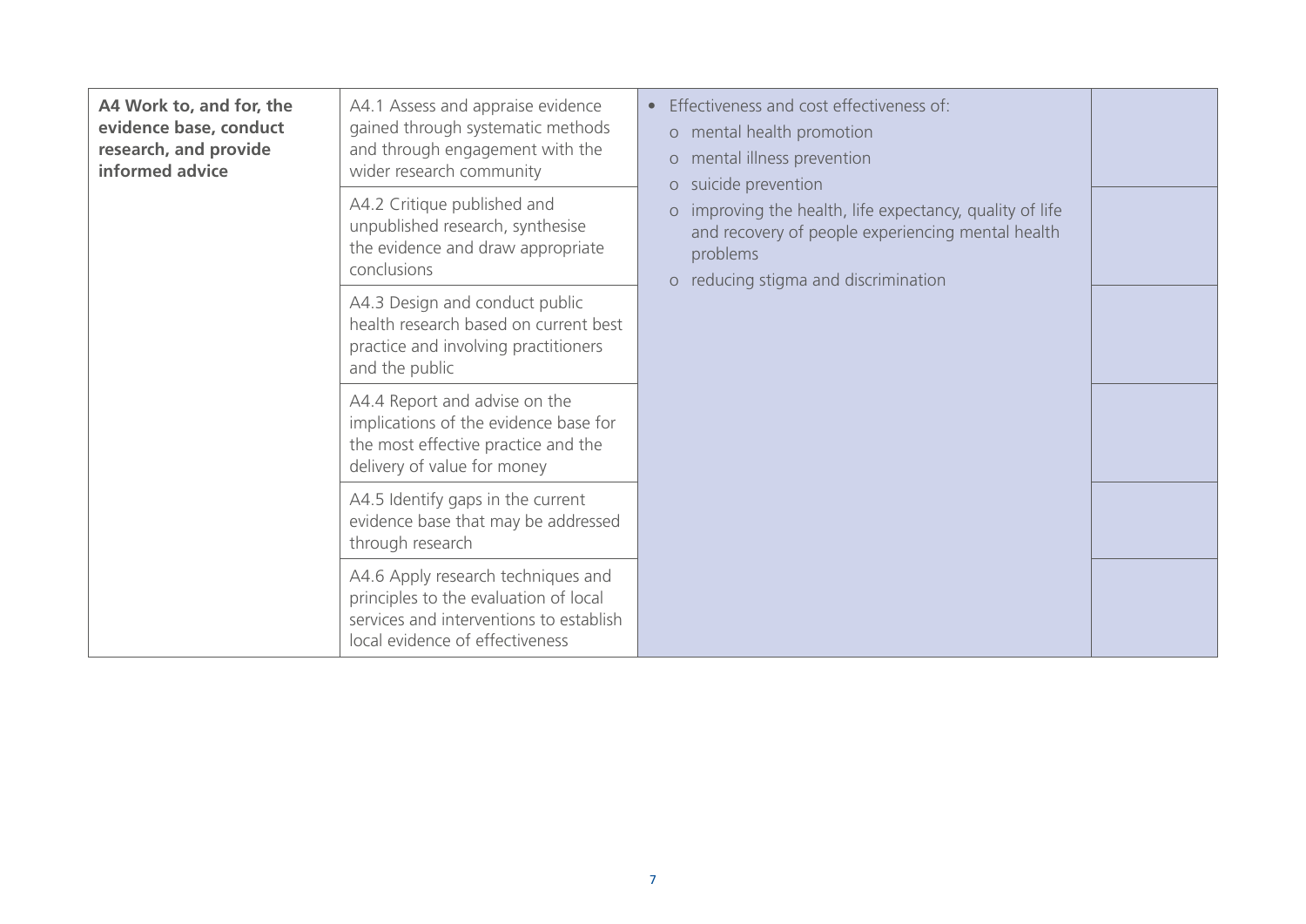| | | | |
|---|---|---|---|
| **A4 Work to, and for, the evidence base, conduct research, and provide informed advice** | A4.1 Assess and appraise evidence gained through systematic methods and through engagement with the wider research community | • Effectiveness and cost effectiveness of:<br>o mental health promotion<br>o mental illness prevention<br>o suicide prevention<br>o improving the health, life expectancy, quality of life and recovery of people experiencing mental health problems<br>o reducing stigma and discrimination | |
| | A4.2 Critique published and unpublished research, synthesise the evidence and draw appropriate conclusions | | |
| | A4.3 Design and conduct public health research based on current best practice and involving practitioners and the public | | |
| | A4.4 Report and advise on the implications of the evidence base for the most effective practice and the delivery of value for money | | |
| | A4.5 Identify gaps in the current evidence base that may be addressed through research | | |
| | A4.6 Apply research techniques and principles to the evaluation of local services and interventions to establish local evidence of effectiveness | | |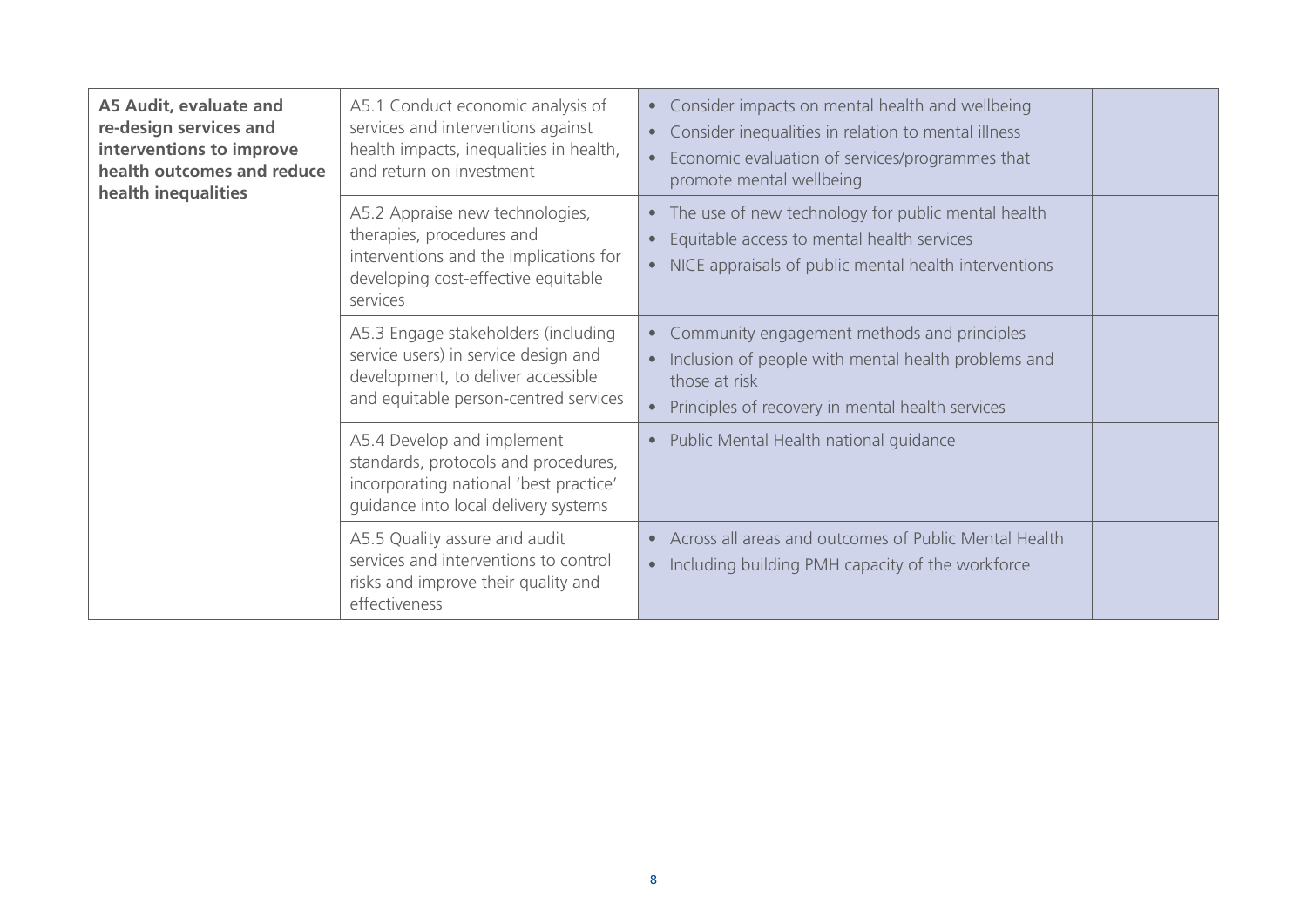| | | | |
|---|---|---|---|
| **A5 Audit, evaluate and re-design services and interventions to improve health outcomes and reduce health inequalities** | A5.1 Conduct economic analysis of services and interventions against health impacts, inequalities in health, and return on investment | • Consider impacts on mental health and wellbeing<br>• Consider inequalities in relation to mental illness<br>• Economic evaluation of services/programmes that promote mental wellbeing | |
| | A5.2 Appraise new technologies, therapies, procedures and interventions and the implications for developing cost-effective equitable services | • The use of new technology for public mental health<br>• Equitable access to mental health services<br>• NICE appraisals of public mental health interventions | |
| | A5.3 Engage stakeholders (including service users) in service design and development, to deliver accessible and equitable person-centred services | • Community engagement methods and principles<br>• Inclusion of people with mental health problems and those at risk<br>• Principles of recovery in mental health services | |
| | A5.4 Develop and implement standards, protocols and procedures, incorporating national 'best practice' guidance into local delivery systems | • Public Mental Health national guidance | |
| | A5.5 Quality assure and audit services and interventions to control risks and improve their quality and effectiveness | • Across all areas and outcomes of Public Mental Health<br>• Including building PMH capacity of the workforce | |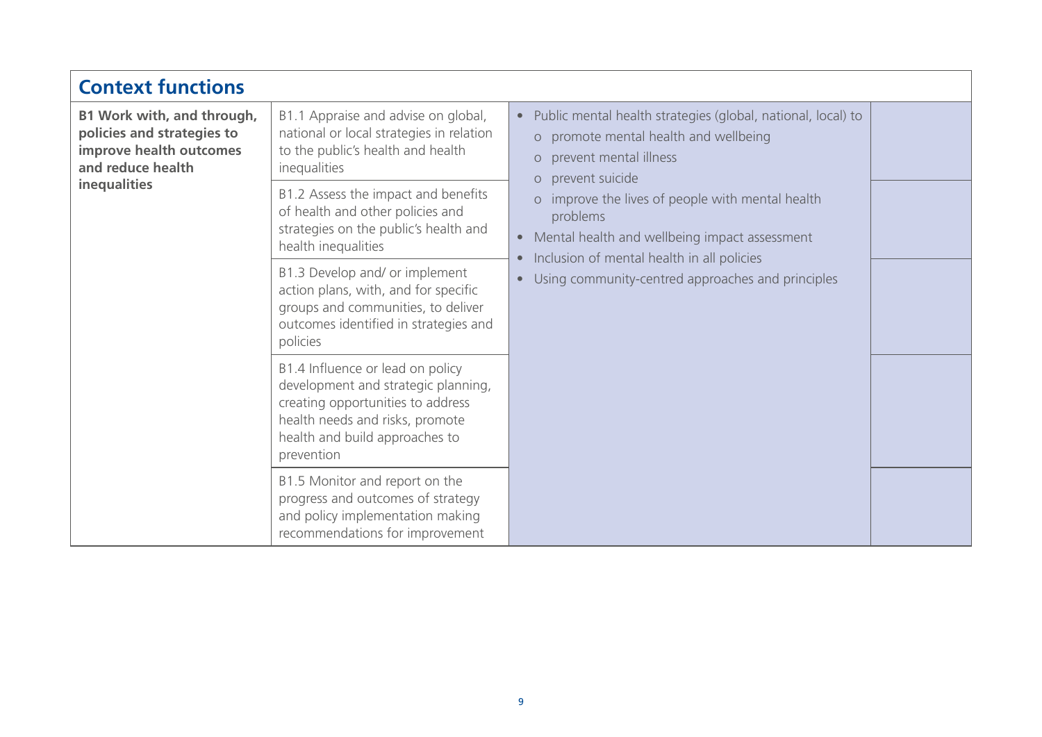## Context functions

| | | | |
|---|---|---|---|
| **B1 Work with, and through, policies and strategies to improve health outcomes and reduce health inequalities** | B1.1 Appraise and advise on global, national or local strategies in relation to the public's health and health inequalities | • Public mental health strategies (global, national, local) to<br>o promote mental health and wellbeing<br>o prevent mental illness<br>o prevent suicide<br>o improve the lives of people with mental health problems<br>• Mental health and wellbeing impact assessment<br>• Inclusion of mental health in all policies<br>• Using community-centred approaches and principles | |
| | B1.2 Assess the impact and benefits of health and other policies and strategies on the public's health and health inequalities | | |
| | B1.3 Develop and/ or implement action plans, with, and for specific groups and communities, to deliver outcomes identified in strategies and policies | | |
| | B1.4 Influence or lead on policy development and strategic planning, creating opportunities to address health needs and risks, promote health and build approaches to prevention | | |
| | B1.5 Monitor and report on the progress and outcomes of strategy and policy implementation making recommendations for improvement | | |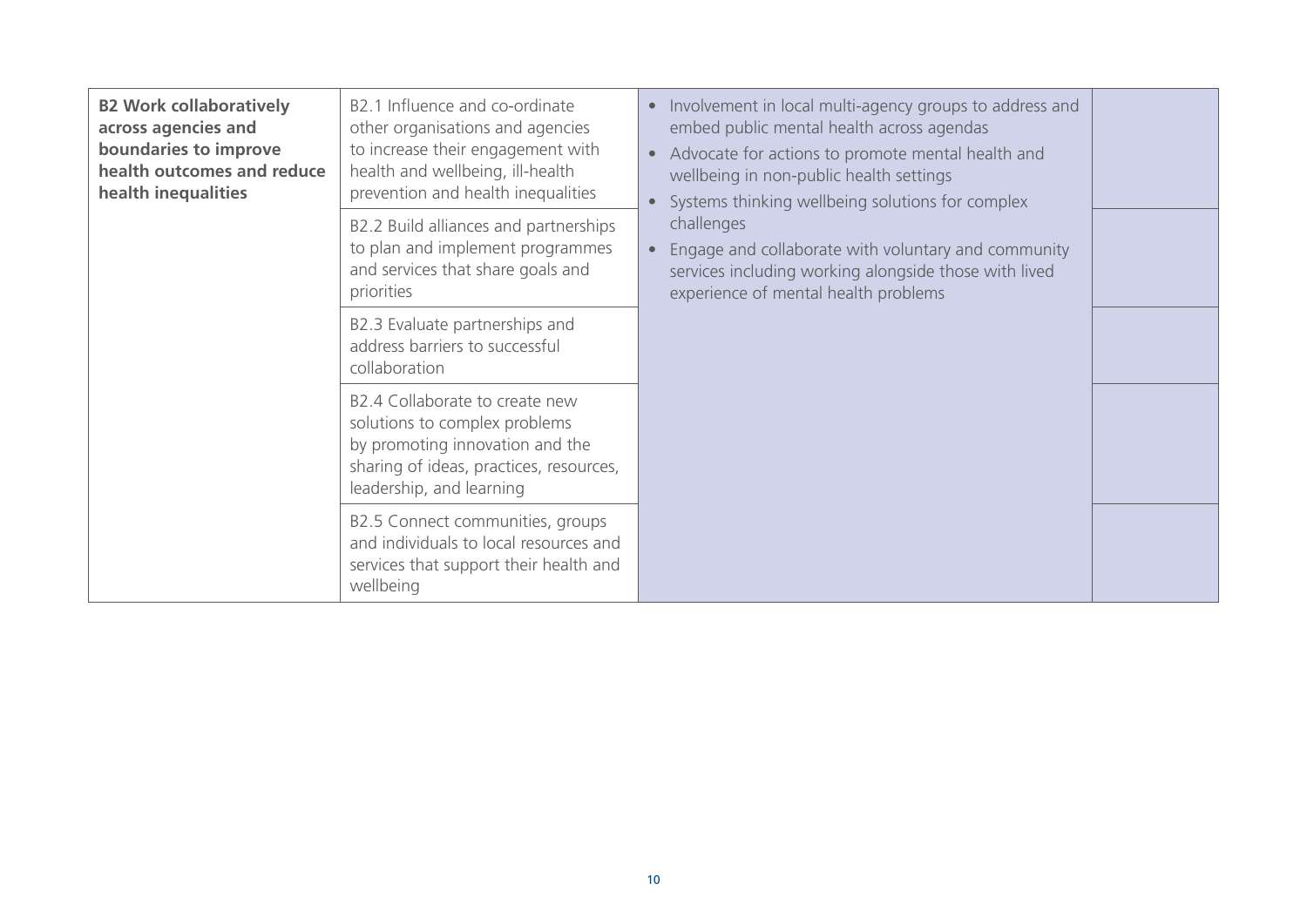| | | | |
|---|---|---|---|
| **B2 Work collaboratively across agencies and boundaries to improve health outcomes and reduce health inequalities** | B2.1 Influence and co-ordinate other organisations and agencies to increase their engagement with health and wellbeing, ill-health prevention and health inequalities | • Involvement in local multi-agency groups to address and embed public mental health across agendas<br>• Advocate for actions to promote mental health and wellbeing in non-public health settings<br>• Systems thinking wellbeing solutions for complex challenges<br>• Engage and collaborate with voluntary and community services including working alongside those with lived experience of mental health problems | |
| | B2.2 Build alliances and partnerships to plan and implement programmes and services that share goals and priorities | | |
| | B2.3 Evaluate partnerships and address barriers to successful collaboration | | |
| | B2.4 Collaborate to create new solutions to complex problems by promoting innovation and the sharing of ideas, practices, resources, leadership, and learning | | |
| | B2.5 Connect communities, groups and individuals to local resources and services that support their health and wellbeing | | |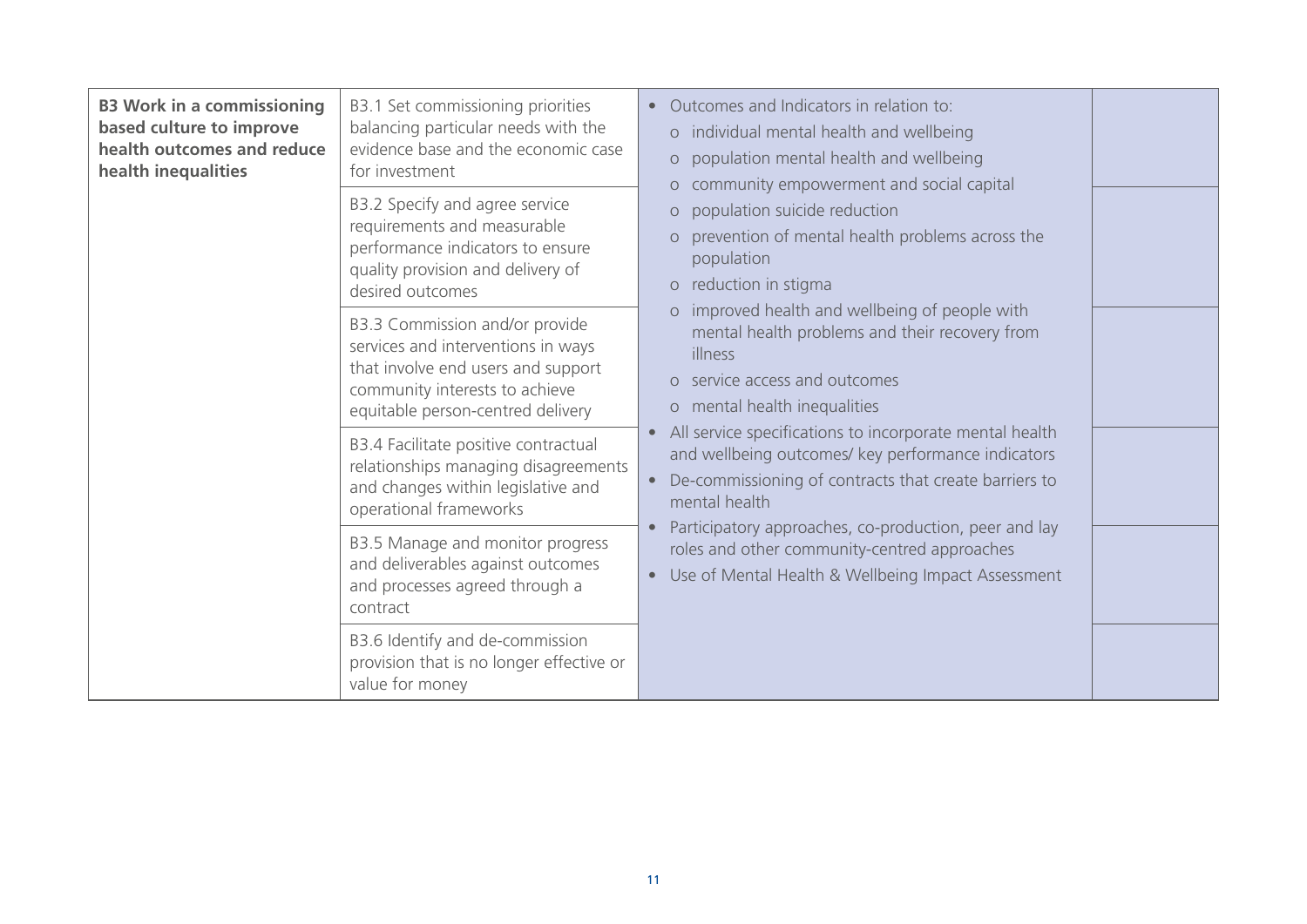| | | | |
|---|---|---|---|
| **B3 Work in a commissioning based culture to improve health outcomes and reduce health inequalities** | B3.1 Set commissioning priorities balancing particular needs with the evidence base and the economic case for investment | • Outcomes and Indicators in relation to:<br>o individual mental health and wellbeing<br>o population mental health and wellbeing<br>o community empowerment and social capital<br>o population suicide reduction<br>o prevention of mental health problems across the population<br>o reduction in stigma<br>o improved health and wellbeing of people with mental health problems and their recovery from illness<br>o service access and outcomes<br>o mental health inequalities<br>• All service specifications to incorporate mental health and wellbeing outcomes/ key performance indicators<br>• De-commissioning of contracts that create barriers to mental health<br>• Participatory approaches, co-production, peer and lay roles and other community-centred approaches<br>• Use of Mental Health & Wellbeing Impact Assessment | |
| | B3.2 Specify and agree service requirements and measurable performance indicators to ensure quality provision and delivery of desired outcomes | | |
| | B3.3 Commission and/or provide services and interventions in ways that involve end users and support community interests to achieve equitable person-centred delivery | | |
| | B3.4 Facilitate positive contractual relationships managing disagreements and changes within legislative and operational frameworks | | |
| | B3.5 Manage and monitor progress and deliverables against outcomes and processes agreed through a contract | | |
| | B3.6 Identify and de-commission provision that is no longer effective or value for money | | |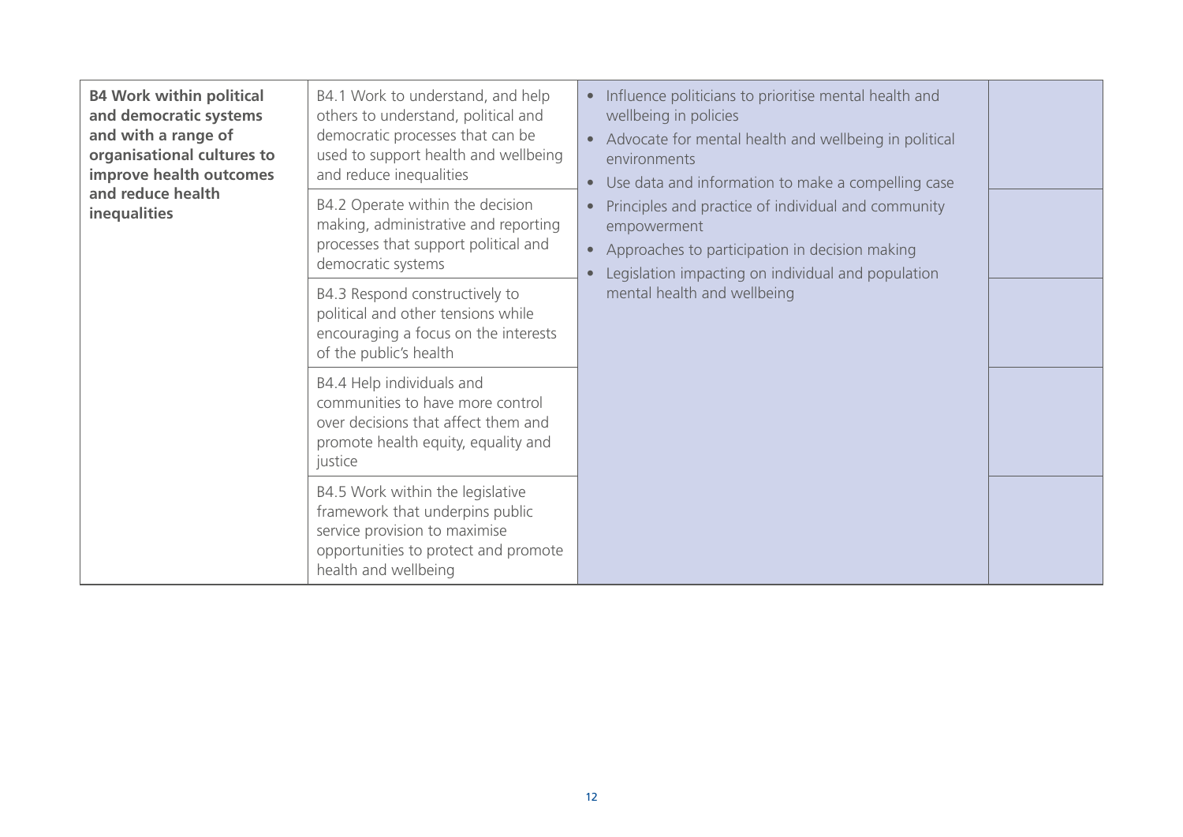| | | | |
|---|---|---|---|
| **B4 Work within political and democratic systems and with a range of organisational cultures to improve health outcomes and reduce health inequalities** | B4.1 Work to understand, and help others to understand, political and democratic processes that can be used to support health and wellbeing and reduce inequalities | • Influence politicians to prioritise mental health and wellbeing in policies<br>• Advocate for mental health and wellbeing in political environments<br>• Use data and information to make a compelling case<br>• Principles and practice of individual and community empowerment<br>• Approaches to participation in decision making<br>• Legislation impacting on individual and population mental health and wellbeing | |
| | B4.2 Operate within the decision making, administrative and reporting processes that support political and democratic systems | | |
| | B4.3 Respond constructively to political and other tensions while encouraging a focus on the interests of the public's health | | |
| | B4.4 Help individuals and communities to have more control over decisions that affect them and promote health equity, equality and justice | | |
| | B4.5 Work within the legislative framework that underpins public service provision to maximise opportunities to protect and promote health and wellbeing | | |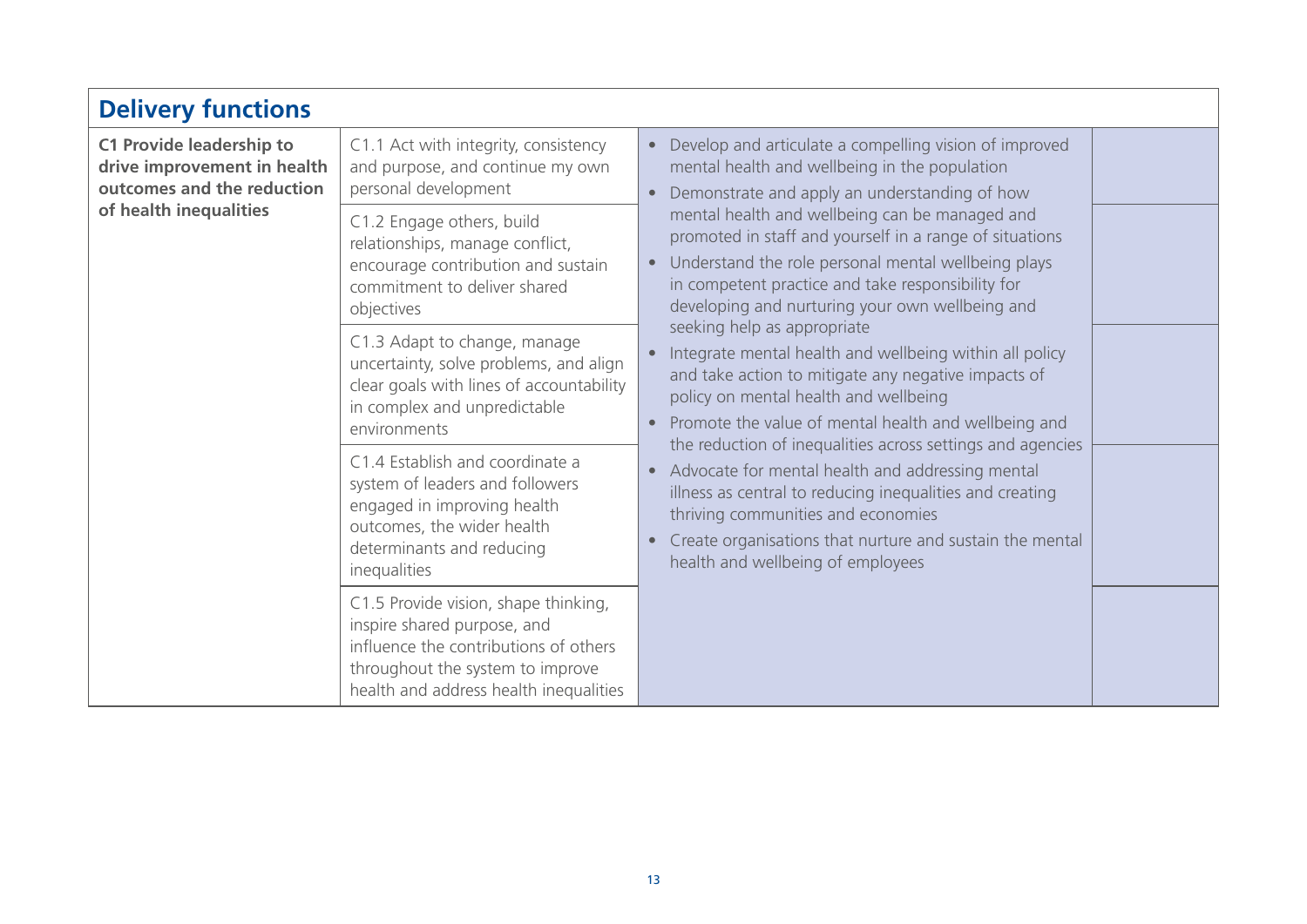## Delivery functions

| | | | |
|---|---|---|---|
| **C1 Provide leadership to drive improvement in health outcomes and the reduction of health inequalities** | C1.1 Act with integrity, consistency and purpose, and continue my own personal development | • Develop and articulate a compelling vision of improved mental health and wellbeing in the population<br>• Demonstrate and apply an understanding of how mental health and wellbeing can be managed and promoted in staff and yourself in a range of situations<br>• Understand the role personal mental wellbeing plays in competent practice and take responsibility for developing and nurturing your own wellbeing and seeking help as appropriate<br>• Integrate mental health and wellbeing within all policy and take action to mitigate any negative impacts of policy on mental health and wellbeing<br>• Promote the value of mental health and wellbeing and the reduction of inequalities across settings and agencies<br>• Advocate for mental health and addressing mental illness as central to reducing inequalities and creating thriving communities and economies<br>• Create organisations that nurture and sustain the mental health and wellbeing of employees | |
| | C1.2 Engage others, build relationships, manage conflict, encourage contribution and sustain commitment to deliver shared objectives | | |
| | C1.3 Adapt to change, manage uncertainty, solve problems, and align clear goals with lines of accountability in complex and unpredictable environments | | |
| | C1.4 Establish and coordinate a system of leaders and followers engaged in improving health outcomes, the wider health determinants and reducing inequalities | | |
| | C1.5 Provide vision, shape thinking, inspire shared purpose, and influence the contributions of others throughout the system to improve health and address health inequalities | | |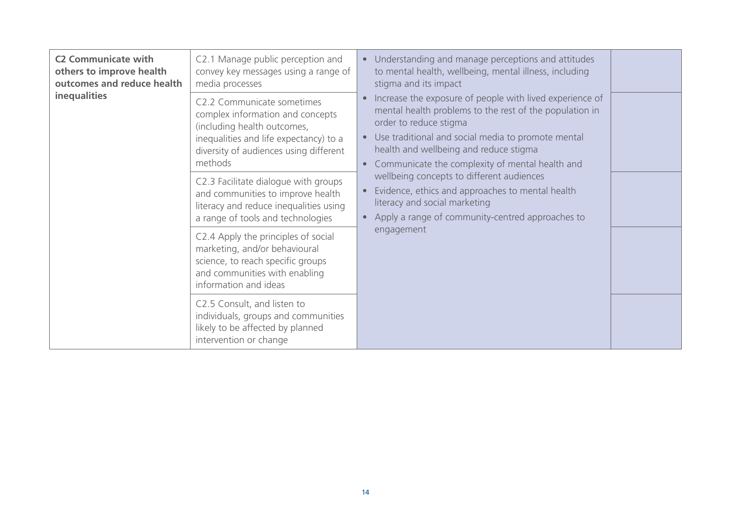| | | | |
|---|---|---|---|
| **C2 Communicate with others to improve health outcomes and reduce health inequalities** | C2.1 Manage public perception and convey key messages using a range of media processes | • Understanding and manage perceptions and attitudes to mental health, wellbeing, mental illness, including stigma and its impact | |
| | C2.2 Communicate sometimes complex information and concepts (including health outcomes, inequalities and life expectancy) to a diversity of audiences using different methods | • Increase the exposure of people with lived experience of mental health problems to the rest of the population in order to reduce stigma<br>• Use traditional and social media to promote mental health and wellbeing and reduce stigma<br>• Communicate the complexity of mental health and wellbeing concepts to different audiences<br>• Evidence, ethics and approaches to mental health literacy and social marketing<br>• Apply a range of community-centred approaches to engagement | |
| | C2.3 Facilitate dialogue with groups and communities to improve health literacy and reduce inequalities using a range of tools and technologies | | |
| | C2.4 Apply the principles of social marketing, and/or behavioural science, to reach specific groups and communities with enabling information and ideas | | |
| | C2.5 Consult, and listen to individuals, groups and communities likely to be affected by planned intervention or change | | |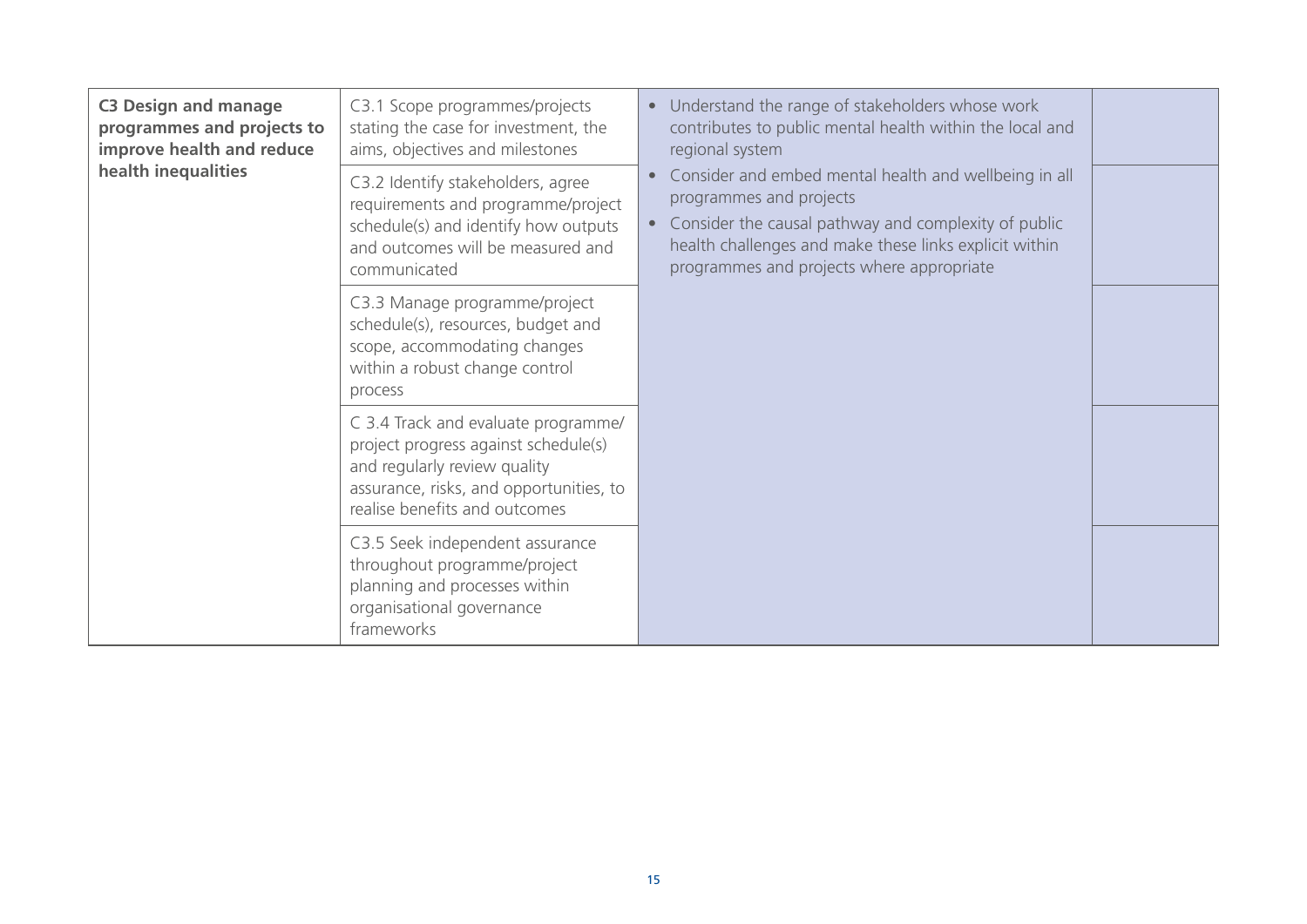| | | | |
|---|---|---|---|
| **C3 Design and manage programmes and projects to improve health and reduce health inequalities** | C3.1 Scope programmes/projects stating the case for investment, the aims, objectives and milestones | • Understand the range of stakeholders whose work contributes to public mental health within the local and regional system<br>• Consider and embed mental health and wellbeing in all programmes and projects<br>• Consider the causal pathway and complexity of public health challenges and make these links explicit within programmes and projects where appropriate | |
| | C3.2 Identify stakeholders, agree requirements and programme/project schedule(s) and identify how outputs and outcomes will be measured and communicated | | |
| | C3.3 Manage programme/project schedule(s), resources, budget and scope, accommodating changes within a robust change control process | | |
| | C 3.4 Track and evaluate programme/ project progress against schedule(s) and regularly review quality assurance, risks, and opportunities, to realise benefits and outcomes | | |
| | C3.5 Seek independent assurance throughout programme/project planning and processes within organisational governance frameworks | | |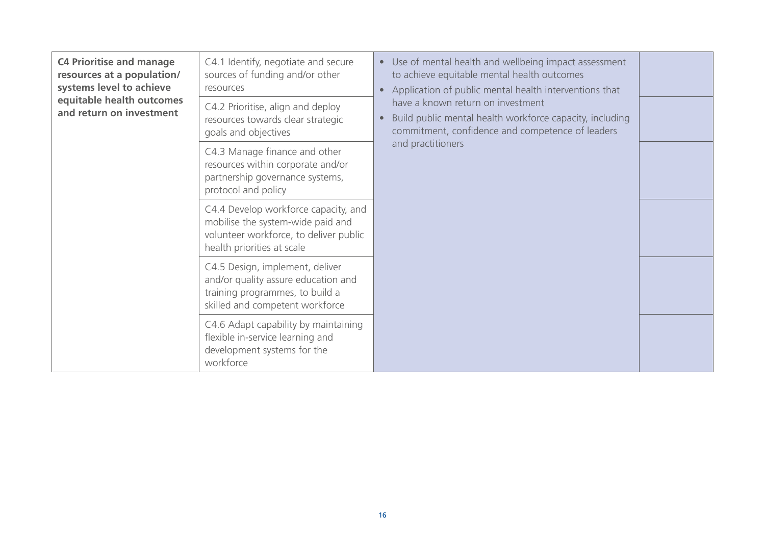| | | | |
|---|---|---|---|
| **C4 Prioritise and manage resources at a population/ systems level to achieve equitable health outcomes and return on investment** | C4.1 Identify, negotiate and secure sources of funding and/or other resources | • Use of mental health and wellbeing impact assessment to achieve equitable mental health outcomes<br>• Application of public mental health interventions that have a known return on investment<br>• Build public mental health workforce capacity, including commitment, confidence and competence of leaders and practitioners | |
| | C4.2 Prioritise, align and deploy resources towards clear strategic goals and objectives | | |
| | C4.3 Manage finance and other resources within corporate and/or partnership governance systems, protocol and policy | | |
| | C4.4 Develop workforce capacity, and mobilise the system-wide paid and volunteer workforce, to deliver public health priorities at scale | | |
| | C4.5 Design, implement, deliver and/or quality assure education and training programmes, to build a skilled and competent workforce | | |
| | C4.6 Adapt capability by maintaining flexible in-service learning and development systems for the workforce | | |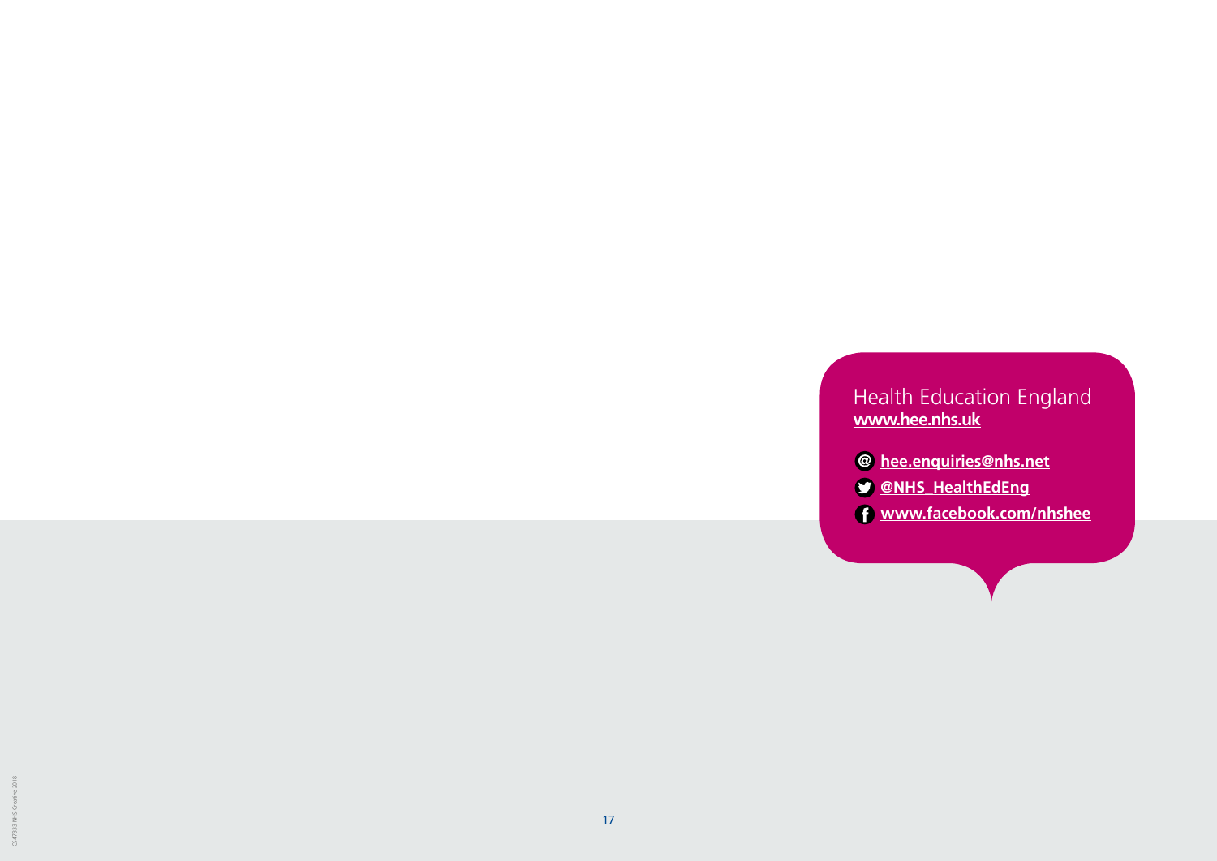Health Education England
**www.hee.nhs.uk**

**hee.enquiries@nhs.net**

**@NHS_HealthEdEng**

**www.facebook.com/nhshee**

CS47333 NHS Creative 2018